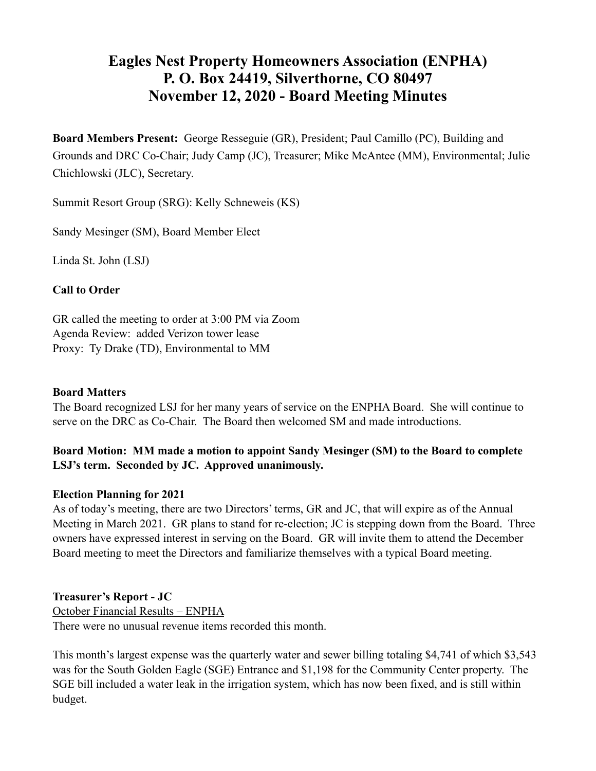# Eagles Nest Property Homeowners Association (ENPHA)
# P. O. Box 24419, Silverthorne, CO 80497
# November 12, 2020 - Board Meeting Minutes

**Board Members Present:** George Resseguie (GR), President; Paul Camillo (PC), Building and Grounds and DRC Co-Chair; Judy Camp (JC), Treasurer; Mike McAntee (MM), Environmental; Julie Chichlowski (JLC), Secretary.

Summit Resort Group (SRG): Kelly Schneweis (KS)

Sandy Mesinger (SM), Board Member Elect

Linda St. John (LSJ)

**Call to Order**

GR called the meeting to order at 3:00 PM via Zoom
Agenda Review: added Verizon tower lease
Proxy: Ty Drake (TD), Environmental to MM

**Board Matters**

The Board recognized LSJ for her many years of service on the ENPHA Board. She will continue to serve on the DRC as Co-Chair. The Board then welcomed SM and made introductions.

**Board Motion: MM made a motion to appoint Sandy Mesinger (SM) to the Board to complete LSJ's term. Seconded by JC. Approved unanimously.**

**Election Planning for 2021**

As of today's meeting, there are two Directors' terms, GR and JC, that will expire as of the Annual Meeting in March 2021. GR plans to stand for re-election; JC is stepping down from the Board. Three owners have expressed interest in serving on the Board. GR will invite them to attend the December Board meeting to meet the Directors and familiarize themselves with a typical Board meeting.

**Treasurer's Report - JC**

<u>October Financial Results – ENPHA</u>
There were no unusual revenue items recorded this month.

This month's largest expense was the quarterly water and sewer billing totaling $4,741 of which $3,543 was for the South Golden Eagle (SGE) Entrance and $1,198 for the Community Center property. The SGE bill included a water leak in the irrigation system, which has now been fixed, and is still within budget.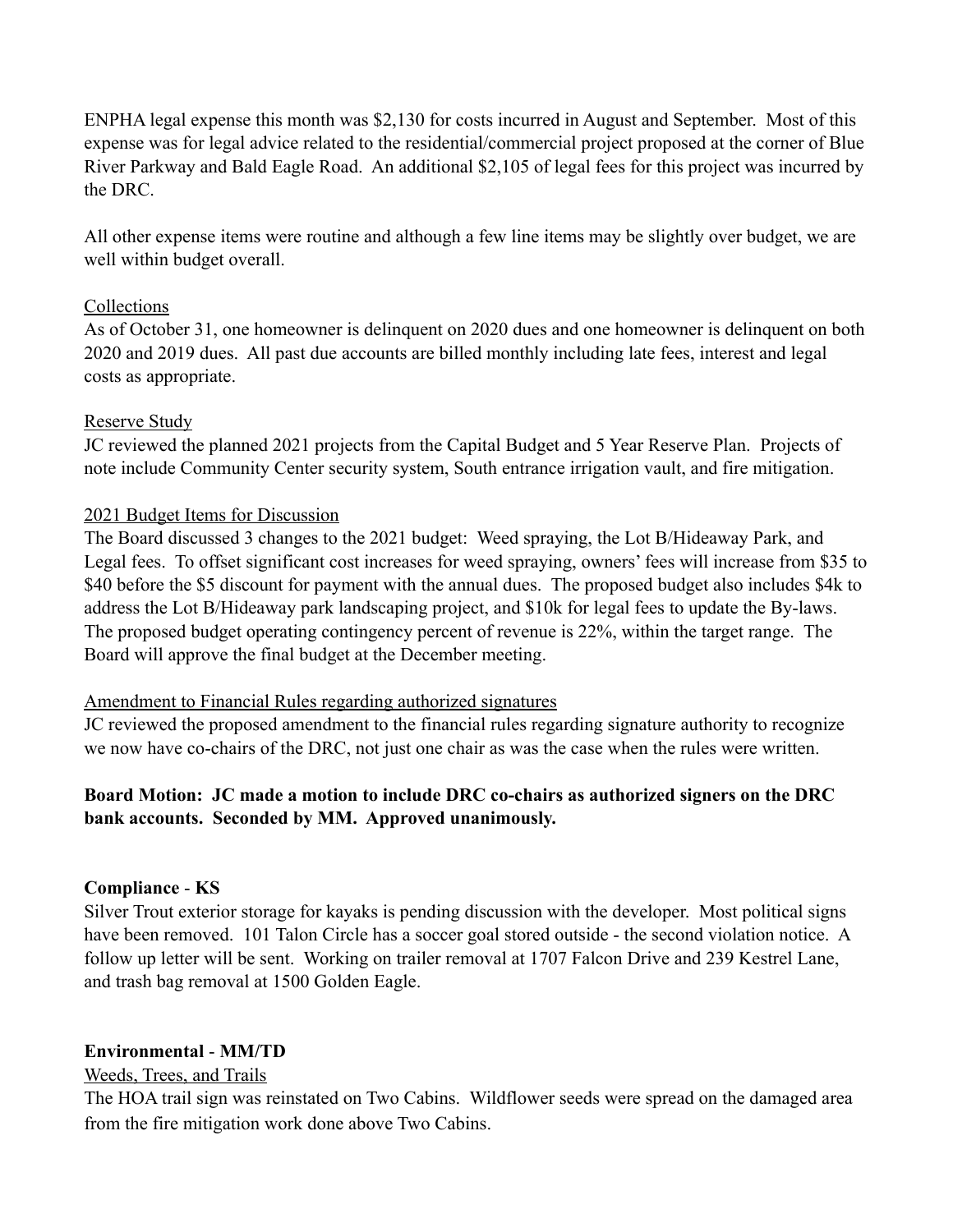ENPHA legal expense this month was $2,130 for costs incurred in August and September. Most of this expense was for legal advice related to the residential/commercial project proposed at the corner of Blue River Parkway and Bald Eagle Road. An additional $2,105 of legal fees for this project was incurred by the DRC.

All other expense items were routine and although a few line items may be slightly over budget, we are well within budget overall.

<u>Collections</u>

As of October 31, one homeowner is delinquent on 2020 dues and one homeowner is delinquent on both 2020 and 2019 dues. All past due accounts are billed monthly including late fees, interest and legal costs as appropriate.

<u>Reserve Study</u>

JC reviewed the planned 2021 projects from the Capital Budget and 5 Year Reserve Plan. Projects of note include Community Center security system, South entrance irrigation vault, and fire mitigation.

<u>2021 Budget Items for Discussion</u>

The Board discussed 3 changes to the 2021 budget: Weed spraying, the Lot B/Hideaway Park, and Legal fees. To offset significant cost increases for weed spraying, owners' fees will increase from $35 to $40 before the $5 discount for payment with the annual dues. The proposed budget also includes $4k to address the Lot B/Hideaway park landscaping project, and $10k for legal fees to update the By-laws. The proposed budget operating contingency percent of revenue is 22%, within the target range. The Board will approve the final budget at the December meeting.

<u>Amendment to Financial Rules regarding authorized signatures</u>

JC reviewed the proposed amendment to the financial rules regarding signature authority to recognize we now have co-chairs of the DRC, not just one chair as was the case when the rules were written.

**Board Motion: JC made a motion to include DRC co-chairs as authorized signers on the DRC bank accounts. Seconded by MM. Approved unanimously.**

**Compliance** - **KS**

Silver Trout exterior storage for kayaks is pending discussion with the developer. Most political signs have been removed. 101 Talon Circle has a soccer goal stored outside - the second violation notice. A follow up letter will be sent. Working on trailer removal at 1707 Falcon Drive and 239 Kestrel Lane, and trash bag removal at 1500 Golden Eagle.

**Environmental** - **MM/TD**

<u>Weeds, Trees, and Trails</u>

The HOA trail sign was reinstated on Two Cabins. Wildflower seeds were spread on the damaged area from the fire mitigation work done above Two Cabins.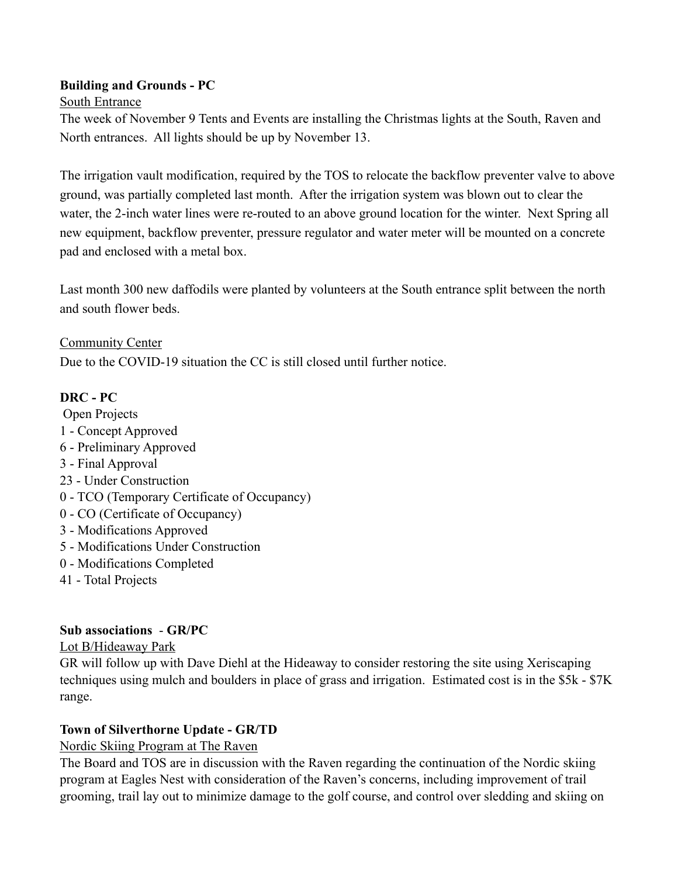**Building and Grounds - PC**

South Entrance

The week of November 9 Tents and Events are installing the Christmas lights at the South, Raven and North entrances.  All lights should be up by November 13.

The irrigation vault modification, required by the TOS to relocate the backflow preventer valve to above ground, was partially completed last month.  After the irrigation system was blown out to clear the water, the 2-inch water lines were re-routed to an above ground location for the winter.  Next Spring all new equipment, backflow preventer, pressure regulator and water meter will be mounted on a concrete pad and enclosed with a metal box.

Last month 300 new daffodils were planted by volunteers at the South entrance split between the north and south flower beds.

Community Center

Due to the COVID-19 situation the CC is still closed until further notice.

**DRC - PC**

Open Projects

1 - Concept Approved
6 - Preliminary Approved
3 - Final Approval
23 - Under Construction
0 - TCO (Temporary Certificate of Occupancy)
0 - CO (Certificate of Occupancy)
3 - Modifications Approved
5 - Modifications Under Construction
0 - Modifications Completed
41 - Total Projects

**Sub associations** - **GR/PC**

Lot B/Hideaway Park

GR will follow up with Dave Diehl at the Hideaway to consider restoring the site using Xeriscaping techniques using mulch and boulders in place of grass and irrigation.  Estimated cost is in the $5k - $7K range.

**Town of Silverthorne Update - GR/TD**

Nordic Skiing Program at The Raven

The Board and TOS are in discussion with the Raven regarding the continuation of the Nordic skiing program at Eagles Nest with consideration of the Raven's concerns, including improvement of trail grooming, trail lay out to minimize damage to the golf course, and control over sledding and skiing on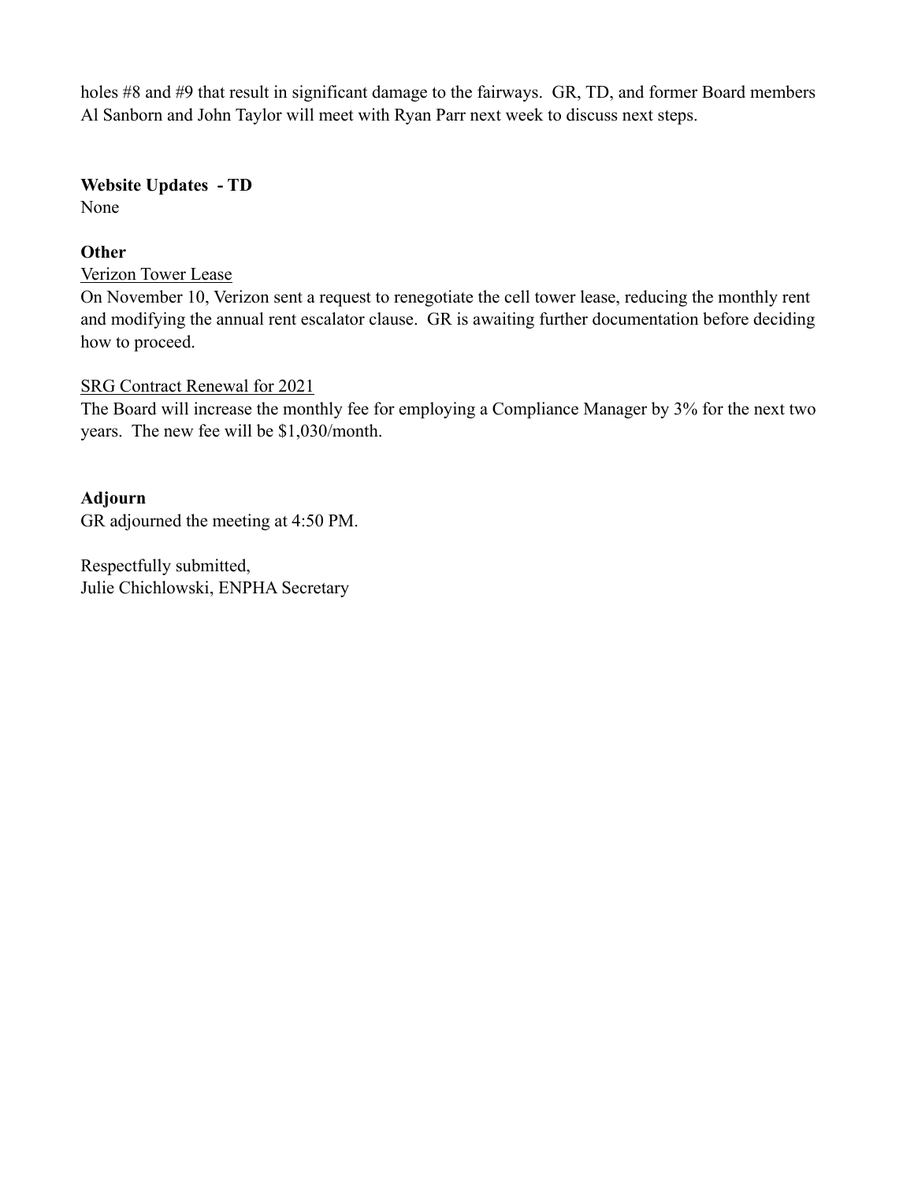holes #8 and #9 that result in significant damage to the fairways. GR, TD, and former Board members Al Sanborn and John Taylor will meet with Ryan Parr next week to discuss next steps.

**Website Updates - TD**
None

**Other**

Verizon Tower Lease

On November 10, Verizon sent a request to renegotiate the cell tower lease, reducing the monthly rent and modifying the annual rent escalator clause. GR is awaiting further documentation before deciding how to proceed.

SRG Contract Renewal for 2021

The Board will increase the monthly fee for employing a Compliance Manager by 3% for the next two years. The new fee will be $1,030/month.

**Adjourn**
GR adjourned the meeting at 4:50 PM.

Respectfully submitted,
Julie Chichlowski, ENPHA Secretary